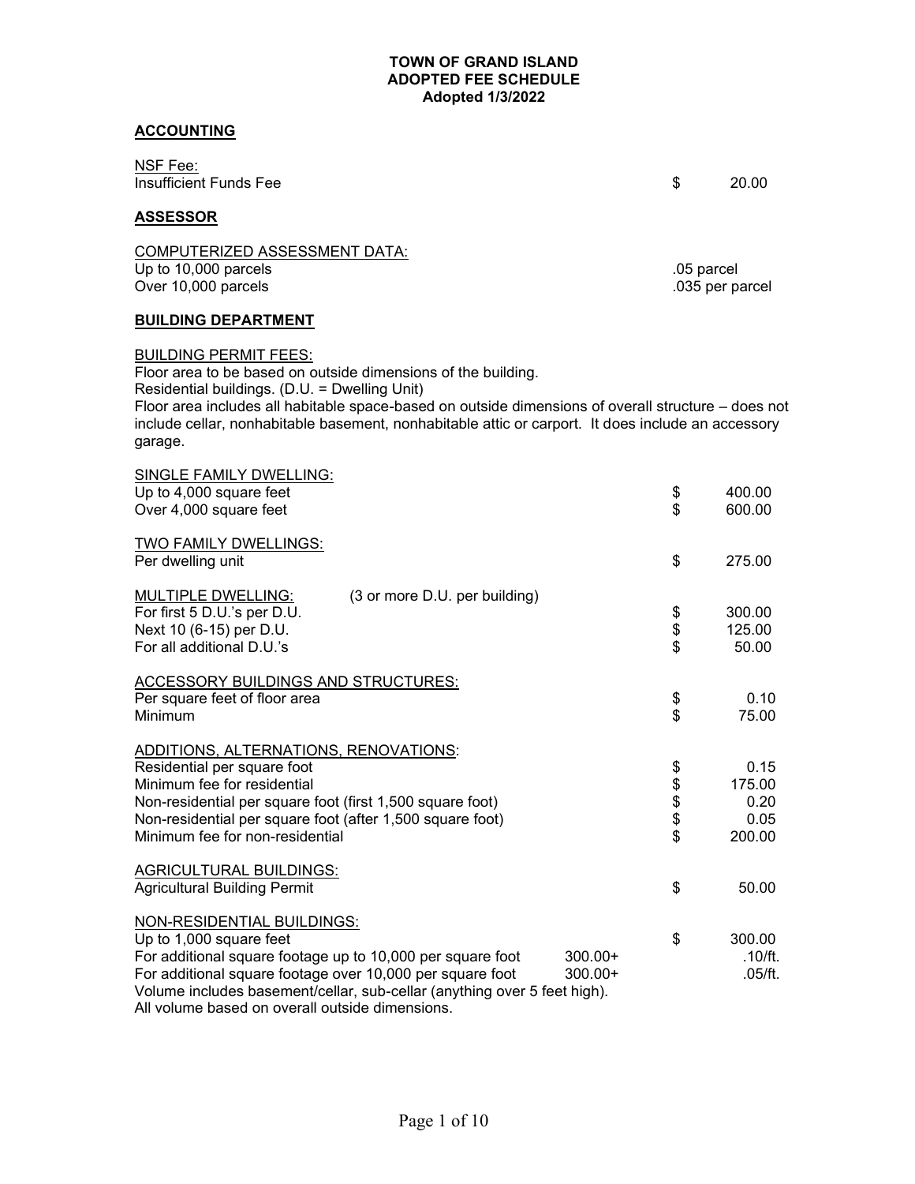# TOWN OF GRAND ISLAND
## ADOPTED FEE SCHEDULE
**Adopted 1/3/2022**

## ACCOUNTING

<u>NSF Fee:</u>

| | |
|---|---|
| Insufficient Funds Fee | $ 20.00 |

## ASSESSOR

<u>COMPUTERIZED ASSESSMENT DATA:</u>

| | |
|---|---|
| Up to 10,000 parcels | .05 parcel |
| Over 10,000 parcels | .035 per parcel |

## BUILDING DEPARTMENT

<u>BUILDING PERMIT FEES:</u>

Floor area to be based on outside dimensions of the building.
Residential buildings. (D.U. = Dwelling Unit)
Floor area includes all habitable space-based on outside dimensions of overall structure – does not include cellar, nonhabitable basement, nonhabitable attic or carport. It does include an accessory garage.

<u>SINGLE FAMILY DWELLING:</u>

| | |
|---|---|
| Up to 4,000 square feet | $ 400.00 |
| Over 4,000 square feet | $ 600.00 |

<u>TWO FAMILY DWELLINGS:</u>

| | |
|---|---|
| Per dwelling unit | $ 275.00 |

<u>MULTIPLE DWELLING:</u> (3 or more D.U. per building)

| | |
|---|---|
| For first 5 D.U.'s per D.U. | $ 300.00 |
| Next 10 (6-15) per D.U. | $ 125.00 |
| For all additional D.U.'s | $ 50.00 |

<u>ACCESSORY BUILDINGS AND STRUCTURES:</u>

| | |
|---|---|
| Per square feet of floor area | $ 0.10 |
| Minimum | $ 75.00 |

<u>ADDITIONS, ALTERNATIONS, RENOVATIONS:</u>

| | |
|---|---|
| Residential per square foot | $ 0.15 |
| Minimum fee for residential | $ 175.00 |
| Non-residential per square foot (first 1,500 square foot) | $ 0.20 |
| Non-residential per square foot (after 1,500 square foot) | $ 0.05 |
| Minimum fee for non-residential | $ 200.00 |

<u>AGRICULTURAL BUILDINGS:</u>

| | |
|---|---|
| Agricultural Building Permit | $ 50.00 |

<u>NON-RESIDENTIAL BUILDINGS:</u>

| | | |
|---|---|---|
| Up to 1,000 square feet | | $ 300.00 |
| For additional square footage up to 10,000 per square foot | 300.00+ | .10/ft. |
| For additional square footage over 10,000 per square foot | 300.00+ | .05/ft. |

Volume includes basement/cellar, sub-cellar (anything over 5 feet high).
All volume based on overall outside dimensions.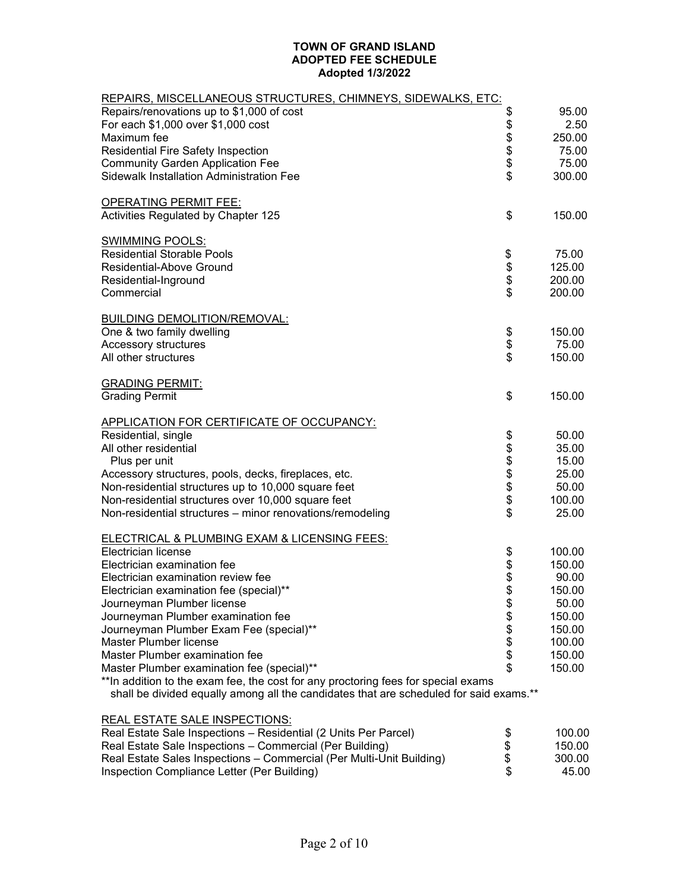**TOWN OF GRAND ISLAND**
**ADOPTED FEE SCHEDULE**
**Adopted 1/3/2022**

| REPAIRS, MISCELLANEOUS STRUCTURES, CHIMNEYS, SIDEWALKS, ETC: | | |
|---|---|---|
| Repairs/renovations up to $1,000 of cost | $ | 95.00 |
| For each $1,000 over $1,000 cost | $ | 2.50 |
| Maximum fee | $ | 250.00 |
| Residential Fire Safety Inspection | $ | 75.00 |
| Community Garden Application Fee | $ | 75.00 |
| Sidewalk Installation Administration Fee | $ | 300.00 |

| OPERATING PERMIT FEE: | | |
|---|---|---|
| Activities Regulated by Chapter 125 | $ | 150.00 |

| SWIMMING POOLS: | | |
|---|---|---|
| Residential Storable Pools | $ | 75.00 |
| Residential-Above Ground | $ | 125.00 |
| Residential-Inground | $ | 200.00 |
| Commercial | $ | 200.00 |

| BUILDING DEMOLITION/REMOVAL: | | |
|---|---|---|
| One & two family dwelling | $ | 150.00 |
| Accessory structures | $ | 75.00 |
| All other structures | $ | 150.00 |

| GRADING PERMIT: | | |
|---|---|---|
| Grading Permit | $ | 150.00 |

| APPLICATION FOR CERTIFICATE OF OCCUPANCY: | | |
|---|---|---|
| Residential, single | $ | 50.00 |
| All other residential | $ | 35.00 |
| Plus per unit | $ | 15.00 |
| Accessory structures, pools, decks, fireplaces, etc. | $ | 25.00 |
| Non-residential structures up to 10,000 square feet | $ | 50.00 |
| Non-residential structures over 10,000 square feet | $ | 100.00 |
| Non-residential structures – minor renovations/remodeling | $ | 25.00 |

| ELECTRICAL & PLUMBING EXAM & LICENSING FEES: | | |
|---|---|---|
| Electrician license | $ | 100.00 |
| Electrician examination fee | $ | 150.00 |
| Electrician examination review fee | $ | 90.00 |
| Electrician examination fee (special)** | $ | 150.00 |
| Journeyman Plumber license | $ | 50.00 |
| Journeyman Plumber examination fee | $ | 150.00 |
| Journeyman Plumber Exam Fee (special)** | $ | 150.00 |
| Master Plumber license | $ | 100.00 |
| Master Plumber examination fee | $ | 150.00 |
| Master Plumber examination fee (special)** | $ | 150.00 |

**In addition to the exam fee, the cost for any proctoring fees for special exams shall be divided equally among all the candidates that are scheduled for said exams.**

| REAL ESTATE SALE INSPECTIONS: | | |
|---|---|---|
| Real Estate Sale Inspections – Residential (2 Units Per Parcel) | $ | 100.00 |
| Real Estate Sale Inspections – Commercial (Per Building) | $ | 150.00 |
| Real Estate Sales Inspections – Commercial (Per Multi-Unit Building) | $ | 300.00 |
| Inspection Compliance Letter (Per Building) | $ | 45.00 |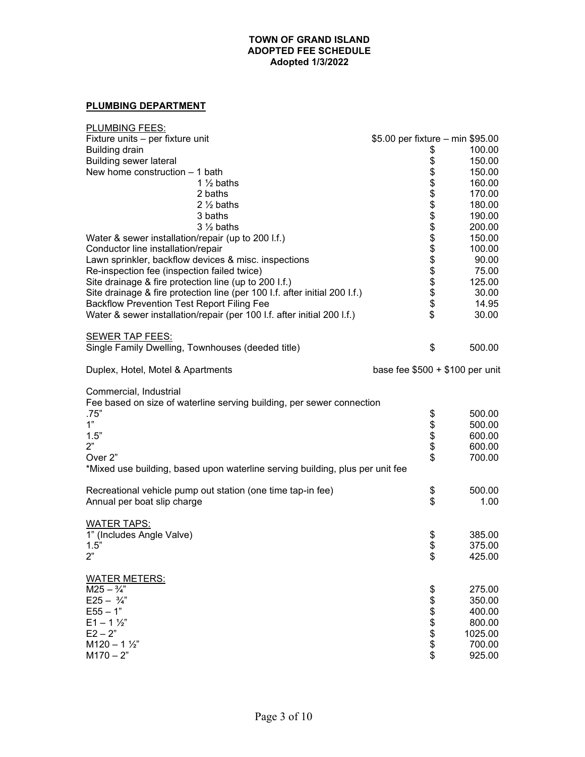**TOWN OF GRAND ISLAND**
**ADOPTED FEE SCHEDULE**
**Adopted 1/3/2022**

## PLUMBING DEPARTMENT

PLUMBING FEES:

| Item | Fee |
|---|---|
| Fixture units – per fixture unit | $5.00 per fixture – min $95.00 |
| Building drain | $ 100.00 |
| Building sewer lateral | $ 150.00 |
| New home construction – 1 bath | $ 150.00 |
| 1 ½ baths | $ 160.00 |
| 2 baths | $ 170.00 |
| 2 ½ baths | $ 180.00 |
| 3 baths | $ 190.00 |
| 3 ½ baths | $ 200.00 |
| Water & sewer installation/repair (up to 200 l.f.) | $ 150.00 |
| Conductor line installation/repair | $ 100.00 |
| Lawn sprinkler, backflow devices & misc. inspections | $ 90.00 |
| Re-inspection fee (inspection failed twice) | $ 75.00 |
| Site drainage & fire protection line (up to 200 l.f.) | $ 125.00 |
| Site drainage & fire protection line (per 100 l.f. after initial 200 l.f.) | $ 30.00 |
| Backflow Prevention Test Report Filing Fee | $ 14.95 |
| Water & sewer installation/repair (per 100 l.f. after initial 200 l.f.) | $ 30.00 |

SEWER TAP FEES:

| Item | Fee |
|---|---|
| Single Family Dwelling, Townhouses (deeded title) | $ 500.00 |
| Duplex, Hotel, Motel & Apartments | base fee $500 + $100 per unit |

Commercial, Industrial
Fee based on size of waterline serving building, per sewer connection

| Size | Fee |
|---|---|
| .75" | $ 500.00 |
| 1" | $ 500.00 |
| 1.5" | $ 600.00 |
| 2" | $ 600.00 |
| Over 2" | $ 700.00 |

*Mixed use building, based upon waterline serving building, plus per unit fee

| Item | Fee |
|---|---|
| Recreational vehicle pump out station (one time tap-in fee) | $ 500.00 |
| Annual per boat slip charge | $ 1.00 |

WATER TAPS:

| Size | Fee |
|---|---|
| 1" (Includes Angle Valve) | $ 385.00 |
| 1.5" | $ 375.00 |
| 2" | $ 425.00 |

WATER METERS:

| Meter | Fee |
|---|---|
| M25 – ¾" | $ 275.00 |
| E25 – ¾" | $ 350.00 |
| E55 – 1" | $ 400.00 |
| E1 – 1 ½" | $ 800.00 |
| E2 – 2" | $ 1025.00 |
| M120 – 1 ½" | $ 700.00 |
| M170 – 2" | $ 925.00 |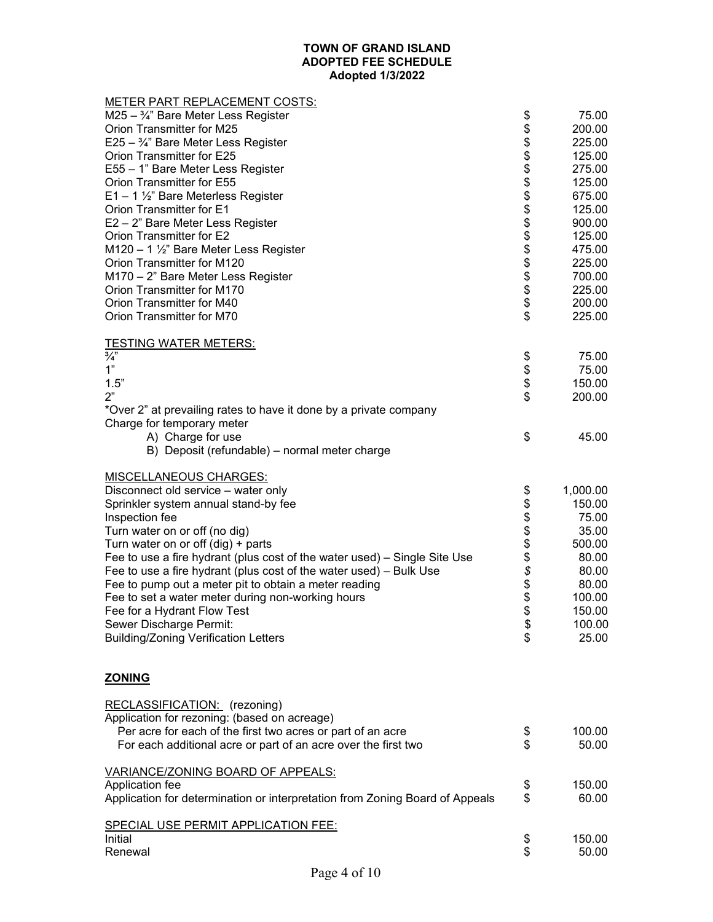**TOWN OF GRAND ISLAND**
**ADOPTED FEE SCHEDULE**
**Adopted 1/3/2022**

METER PART REPLACEMENT COSTS:

| | | |
|---|---|---|
| M25 – ¾" Bare Meter Less Register | $ | 75.00 |
| Orion Transmitter for M25 | $ | 200.00 |
| E25 – ¾" Bare Meter Less Register | $ | 225.00 |
| Orion Transmitter for E25 | $ | 125.00 |
| E55 – 1" Bare Meter Less Register | $ | 275.00 |
| Orion Transmitter for E55 | $ | 125.00 |
| E1 – 1 ½" Bare Meterless Register | $ | 675.00 |
| Orion Transmitter for E1 | $ | 125.00 |
| E2 – 2" Bare Meter Less Register | $ | 900.00 |
| Orion Transmitter for E2 | $ | 125.00 |
| M120 – 1 ½" Bare Meter Less Register | $ | 475.00 |
| Orion Transmitter for M120 | $ | 225.00 |
| M170 – 2" Bare Meter Less Register | $ | 700.00 |
| Orion Transmitter for M170 | $ | 225.00 |
| Orion Transmitter for M40 | $ | 200.00 |
| Orion Transmitter for M70 | $ | 225.00 |

TESTING WATER METERS:

| | | |
|---|---|---|
| ¾" | $ | 75.00 |
| 1" | $ | 75.00 |
| 1.5" | $ | 150.00 |
| 2" | $ | 200.00 |
| *Over 2" at prevailing rates to have it done by a private company | | |
| Charge for temporary meter | | |
| A) Charge for use | $ | 45.00 |
| B) Deposit (refundable) – normal meter charge | | |

MISCELLANEOUS CHARGES:

| | | |
|---|---|---|
| Disconnect old service – water only | $ | 1,000.00 |
| Sprinkler system annual stand-by fee | $ | 150.00 |
| Inspection fee | $ | 75.00 |
| Turn water on or off (no dig) | $ | 35.00 |
| Turn water on or off (dig) + parts | $ | 500.00 |
| Fee to use a fire hydrant (plus cost of the water used) – Single Site Use | $ | 80.00 |
| Fee to use a fire hydrant (plus cost of the water used) – Bulk Use | $ | 80.00 |
| Fee to pump out a meter pit to obtain a meter reading | $ | 80.00 |
| Fee to set a water meter during non-working hours | $ | 100.00 |
| Fee for a Hydrant Flow Test | $ | 150.00 |
| Sewer Discharge Permit: | $ | 100.00 |
| Building/Zoning Verification Letters | $ | 25.00 |

## ZONING

RECLASSIFICATION: (rezoning)

| | | |
|---|---|---|
| Application for rezoning: (based on acreage) | | |
| Per acre for each of the first two acres or part of an acre | $ | 100.00 |
| For each additional acre or part of an acre over the first two | $ | 50.00 |

VARIANCE/ZONING BOARD OF APPEALS:

| | | |
|---|---|---|
| Application fee | $ | 150.00 |
| Application for determination or interpretation from Zoning Board of Appeals | $ | 60.00 |

SPECIAL USE PERMIT APPLICATION FEE:

| | | |
|---|---|---|
| Initial | $ | 150.00 |
| Renewal | $ | 50.00 |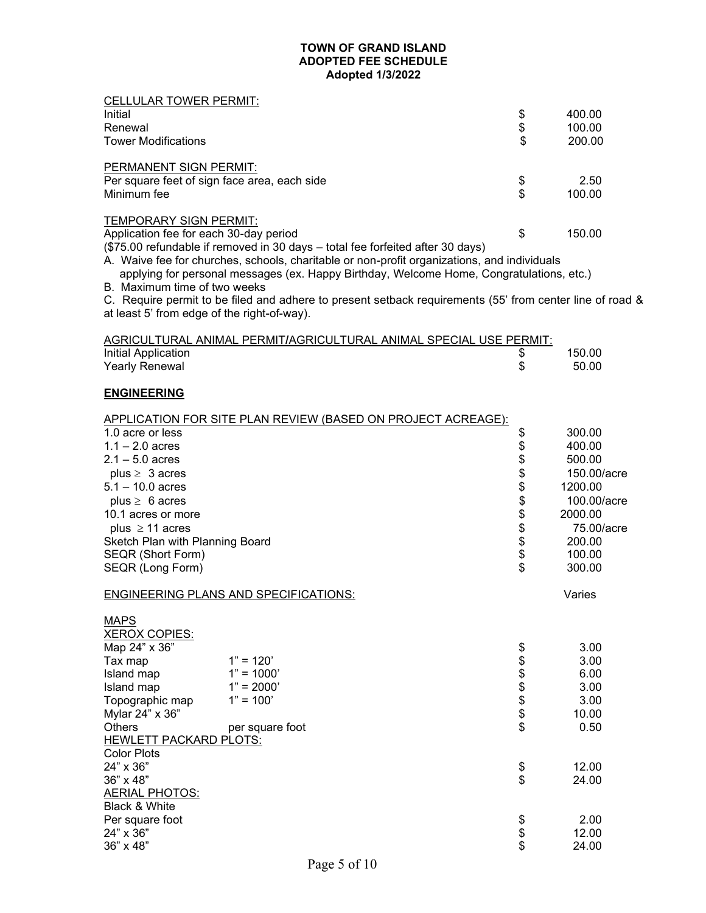**TOWN OF GRAND ISLAND**
**ADOPTED FEE SCHEDULE**
**Adopted 1/3/2022**

CELLULAR TOWER PERMIT:

| | | |
|---|---|---|
| Initial | $ | 400.00 |
| Renewal | $ | 100.00 |
| Tower Modifications | $ | 200.00 |

PERMANENT SIGN PERMIT:

| | | |
|---|---|---|
| Per square feet of sign face area, each side | $ | 2.50 |
| Minimum fee | $ | 100.00 |

TEMPORARY SIGN PERMIT:

| | | |
|---|---|---|
| Application fee for each 30-day period | $ | 150.00 |

($75.00 refundable if removed in 30 days – total fee forfeited after 30 days)

A. Waive fee for churches, schools, charitable or non-profit organizations, and individuals applying for personal messages (ex. Happy Birthday, Welcome Home, Congratulations, etc.)

B. Maximum time of two weeks

C. Require permit to be filed and adhere to present setback requirements (55' from center line of road & at least 5' from edge of the right-of-way).

AGRICULTURAL ANIMAL PERMIT/AGRICULTURAL ANIMAL SPECIAL USE PERMIT:

| | | |
|---|---|---|
| Initial Application | $ | 150.00 |
| Yearly Renewal | $ | 50.00 |

## ENGINEERING

APPLICATION FOR SITE PLAN REVIEW (BASED ON PROJECT ACREAGE):

| | | |
|---|---|---|
| 1.0 acre or less | $ | 300.00 |
| 1.1 – 2.0 acres | $ | 400.00 |
| 2.1 – 5.0 acres | $ | 500.00 |
| plus ≥ 3 acres | $ | 150.00/acre |
| 5.1 – 10.0 acres | $ | 1200.00 |
| plus ≥ 6 acres | $ | 100.00/acre |
| 10.1 acres or more | $ | 2000.00 |
| plus ≥ 11 acres | $ | 75.00/acre |
| Sketch Plan with Planning Board | $ | 200.00 |
| SEQR (Short Form) | $ | 100.00 |
| SEQR (Long Form) | $ | 300.00 |

ENGINEERING PLANS AND SPECIFICATIONS: Varies

MAPS

XEROX COPIES:

| | | | |
|---|---|---|---|
| Map 24" x 36" | | $ | 3.00 |
| Tax map | 1" = 120' | $ | 3.00 |
| Island map | 1" = 1000' | $ | 6.00 |
| Island map | 1" = 2000' | $ | 3.00 |
| Topographic map | 1" = 100' | $ | 3.00 |
| Mylar 24" x 36" | | $ | 10.00 |
| Others | per square foot | $ | 0.50 |

HEWLETT PACKARD PLOTS:

Color Plots

| | | |
|---|---|---|
| 24" x 36" | $ | 12.00 |
| 36" x 48" | $ | 24.00 |

AERIAL PHOTOS:

Black & White

| | | |
|---|---|---|
| Per square foot | $ | 2.00 |
| 24" x 36" | $ | 12.00 |
| 36" x 48" | $ | 24.00 |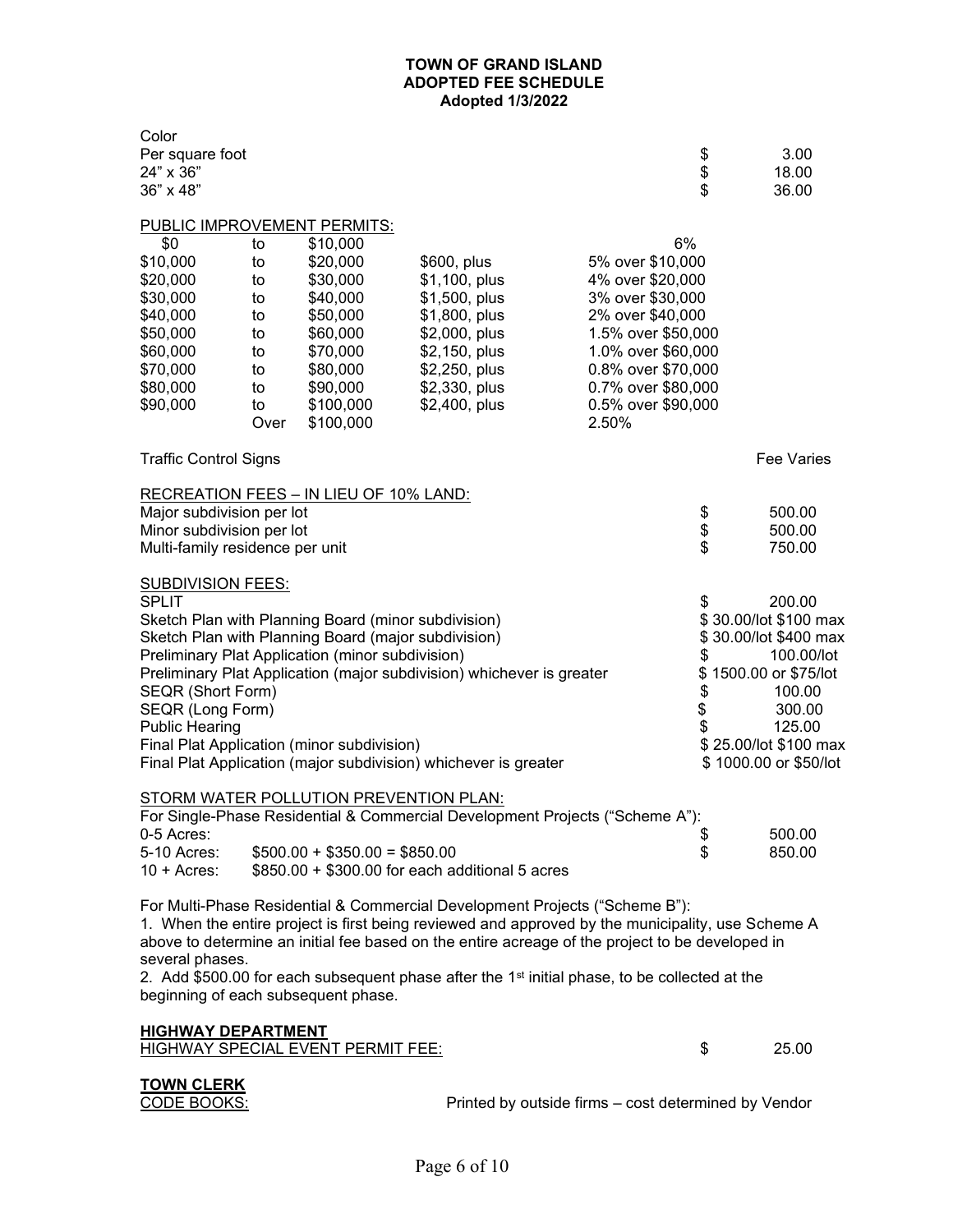**TOWN OF GRAND ISLAND**
**ADOPTED FEE SCHEDULE**
**Adopted 1/3/2022**

| Color | |
|---|---|
| Per square foot | $ 3.00 |
| 24" x 36" | $ 18.00 |
| 36" x 48" | $ 36.00 |

PUBLIC IMPROVEMENT PERMITS:

| | | | | |
|---|---|---|---|---|
| $0 | to | $10,000 | | 6% |
| $10,000 | to | $20,000 | $600, plus | 5% over $10,000 |
| $20,000 | to | $30,000 | $1,100, plus | 4% over $20,000 |
| $30,000 | to | $40,000 | $1,500, plus | 3% over $30,000 |
| $40,000 | to | $50,000 | $1,800, plus | 2% over $40,000 |
| $50,000 | to | $60,000 | $2,000, plus | 1.5% over $50,000 |
| $60,000 | to | $70,000 | $2,150, plus | 1.0% over $60,000 |
| $70,000 | to | $80,000 | $2,250, plus | 0.8% over $70,000 |
| $80,000 | to | $90,000 | $2,330, plus | 0.7% over $80,000 |
| $90,000 | to | $100,000 | $2,400, plus | 0.5% over $90,000 |
| | Over | $100,000 | | 2.50% |

Traffic Control Signs — Fee Varies

RECREATION FEES – IN LIEU OF 10% LAND:

| | |
|---|---|
| Major subdivision per lot | $ 500.00 |
| Minor subdivision per lot | $ 500.00 |
| Multi-family residence per unit | $ 750.00 |

SUBDIVISION FEES:

| | |
|---|---|
| SPLIT | $ 200.00 |
| Sketch Plan with Planning Board (minor subdivision) | $ 30.00/lot $100 max |
| Sketch Plan with Planning Board (major subdivision) | $ 30.00/lot $400 max |
| Preliminary Plat Application (minor subdivision) | $ 100.00/lot |
| Preliminary Plat Application (major subdivision) whichever is greater | $ 1500.00 or $75/lot |
| SEQR (Short Form) | $ 100.00 |
| SEQR (Long Form) | $ 300.00 |
| Public Hearing | $ 125.00 |
| Final Plat Application (minor subdivision) | $ 25.00/lot $100 max |
| Final Plat Application (major subdivision) whichever is greater | $ 1000.00 or $50/lot |

STORM WATER POLLUTION PREVENTION PLAN:

For Single-Phase Residential & Commercial Development Projects ("Scheme A"):

| | | |
|---|---|---|
| 0-5 Acres: | | $ 500.00 |
| 5-10 Acres: | $500.00 + $350.00 = $850.00 | $ 850.00 |
| 10 + Acres: | $850.00 + $300.00 for each additional 5 acres | |

For Multi-Phase Residential & Commercial Development Projects ("Scheme B"):

1. When the entire project is first being reviewed and approved by the municipality, use Scheme A above to determine an initial fee based on the entire acreage of the project to be developed in several phases.
2. Add $500.00 for each subsequent phase after the 1st initial phase, to be collected at the beginning of each subsequent phase.

**HIGHWAY DEPARTMENT**

HIGHWAY SPECIAL EVENT PERMIT FEE: $ 25.00

**TOWN CLERK**

CODE BOOKS: Printed by outside firms – cost determined by Vendor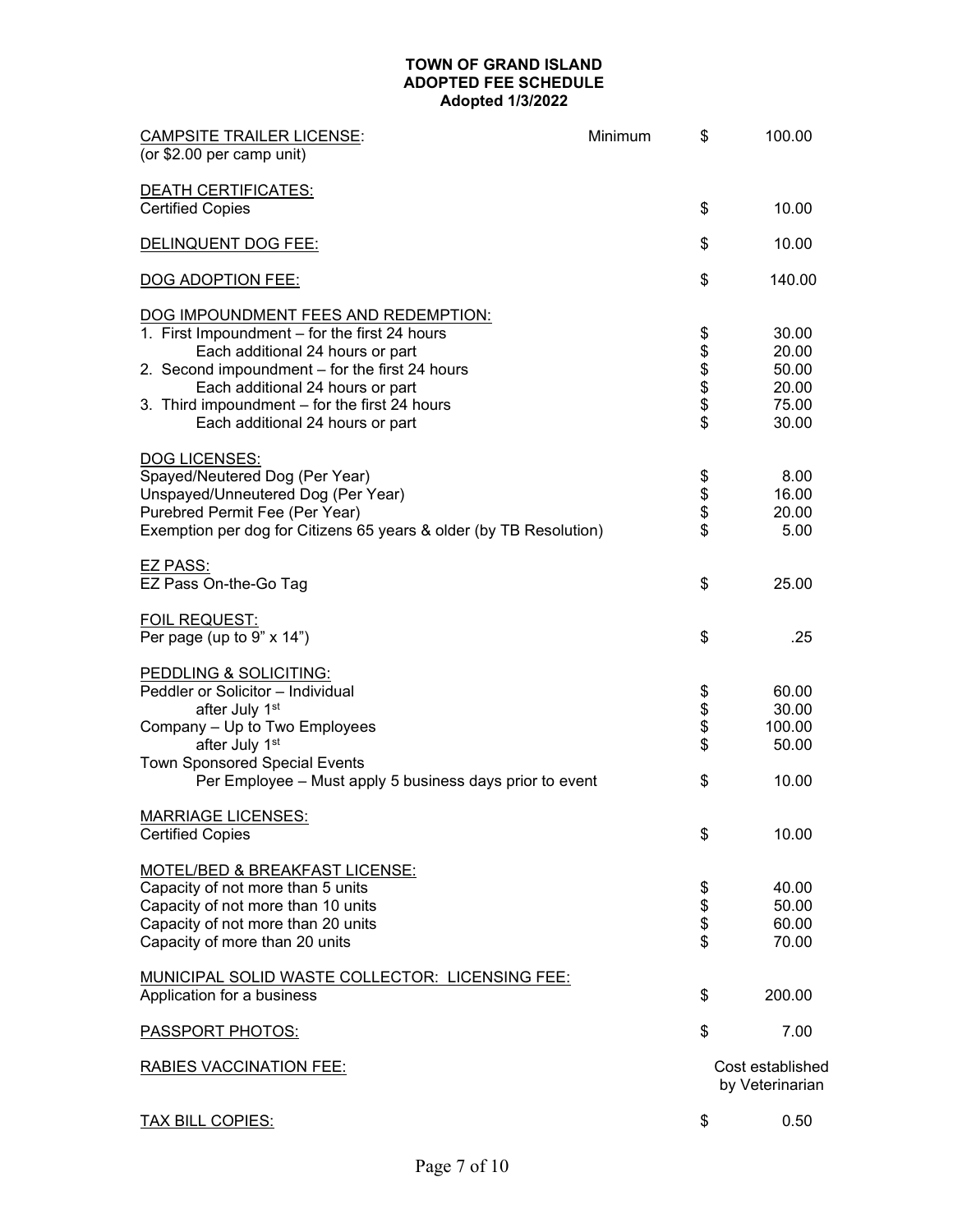**TOWN OF GRAND ISLAND**
**ADOPTED FEE SCHEDULE**
**Adopted 1/3/2022**

| | | | |
|---|---|---|---|
| CAMPSITE TRAILER LICENSE: (or $2.00 per camp unit) | Minimum | $ | 100.00 |
| **DEATH CERTIFICATES:** | | | |
| Certified Copies | | $ | 10.00 |
| **DELINQUENT DOG FEE:** | | $ | 10.00 |
| **DOG ADOPTION FEE:** | | $ | 140.00 |
| **DOG IMPOUNDMENT FEES AND REDEMPTION:** | | | |
| 1. First Impoundment – for the first 24 hours | | $ | 30.00 |
| Each additional 24 hours or part | | $ | 20.00 |
| 2. Second impoundment – for the first 24 hours | | $ | 50.00 |
| Each additional 24 hours or part | | $ | 20.00 |
| 3. Third impoundment – for the first 24 hours | | $ | 75.00 |
| Each additional 24 hours or part | | $ | 30.00 |
| **DOG LICENSES:** | | | |
| Spayed/Neutered Dog (Per Year) | | $ | 8.00 |
| Unspayed/Unneutered Dog (Per Year) | | $ | 16.00 |
| Purebred Permit Fee (Per Year) | | $ | 20.00 |
| Exemption per dog for Citizens 65 years & older (by TB Resolution) | | $ | 5.00 |
| **EZ PASS:** | | | |
| EZ Pass On-the-Go Tag | | $ | 25.00 |
| **FOIL REQUEST:** | | | |
| Per page (up to 9" x 14") | | $ | .25 |
| **PEDDLING & SOLICITING:** | | | |
| Peddler or Solicitor – Individual | | $ | 60.00 |
| after July 1st | | $ | 30.00 |
| Company – Up to Two Employees | | $ | 100.00 |
| after July 1st | | $ | 50.00 |
| Town Sponsored Special Events | | | |
| Per Employee – Must apply 5 business days prior to event | | $ | 10.00 |
| **MARRIAGE LICENSES:** | | | |
| Certified Copies | | $ | 10.00 |
| **MOTEL/BED & BREAKFAST LICENSE:** | | | |
| Capacity of not more than 5 units | | $ | 40.00 |
| Capacity of not more than 10 units | | $ | 50.00 |
| Capacity of not more than 20 units | | $ | 60.00 |
| Capacity of more than 20 units | | $ | 70.00 |
| **MUNICIPAL SOLID WASTE COLLECTOR: LICENSING FEE:** | | | |
| Application for a business | | $ | 200.00 |
| **PASSPORT PHOTOS:** | | $ | 7.00 |
| **RABIES VACCINATION FEE:** | | | Cost established by Veterinarian |
| **TAX BILL COPIES:** | | $ | 0.50 |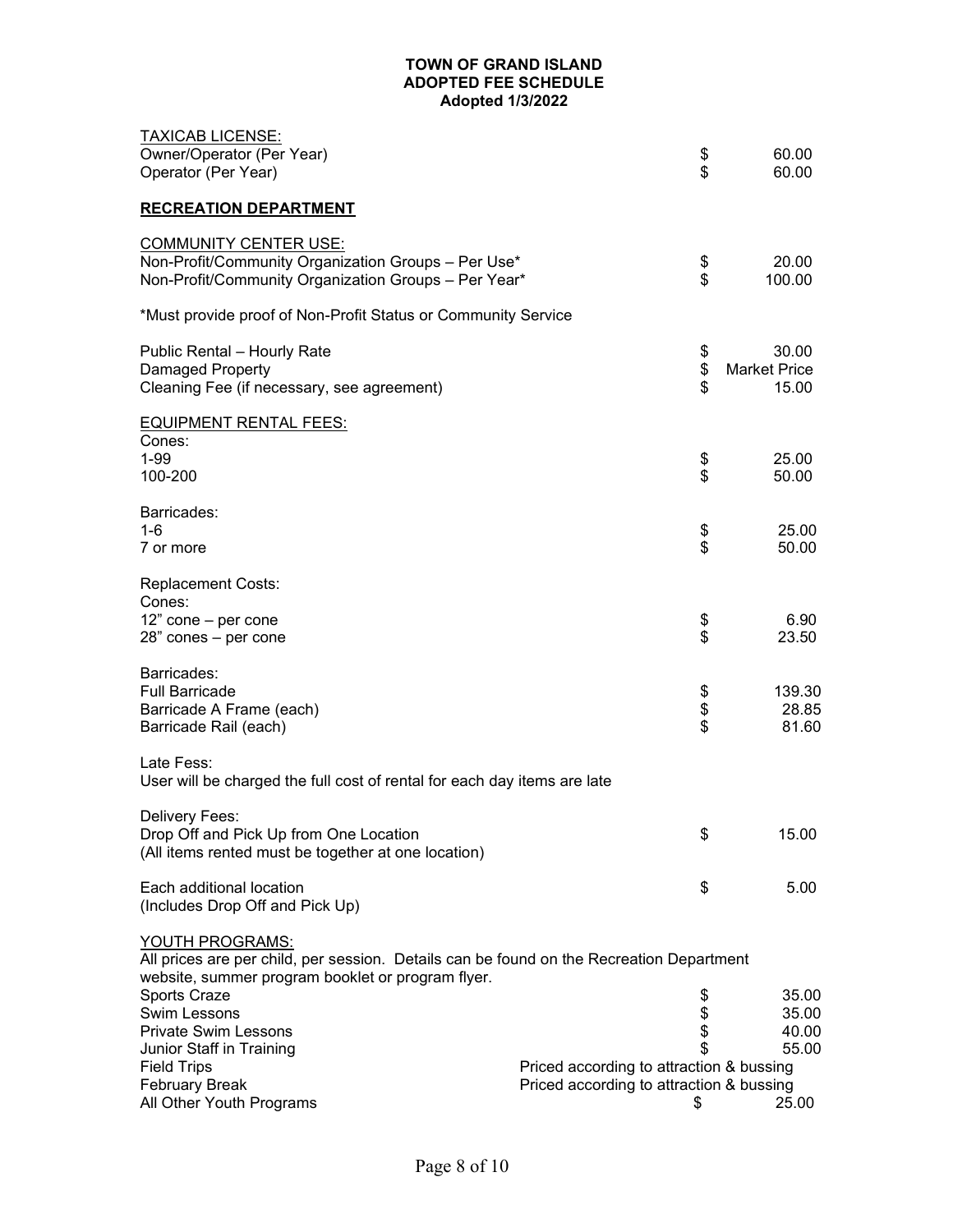**TOWN OF GRAND ISLAND**
**ADOPTED FEE SCHEDULE**
**Adopted 1/3/2022**

TAXICAB LICENSE:

| | | |
|---|---|---|
| Owner/Operator (Per Year) | $ | 60.00 |
| Operator (Per Year) | $ | 60.00 |

## RECREATION DEPARTMENT

COMMUNITY CENTER USE:

| | | |
|---|---|---|
| Non-Profit/Community Organization Groups – Per Use* | $ | 20.00 |
| Non-Profit/Community Organization Groups – Per Year* | $ | 100.00 |

*Must provide proof of Non-Profit Status or Community Service

| | | |
|---|---|---|
| Public Rental – Hourly Rate | $ | 30.00 |
| Damaged Property | $ | Market Price |
| Cleaning Fee (if necessary, see agreement) | $ | 15.00 |

EQUIPMENT RENTAL FEES:

Cones:

| | | |
|---|---|---|
| 1-99 | $ | 25.00 |
| 100-200 | $ | 50.00 |

Barricades:

| | | |
|---|---|---|
| 1-6 | $ | 25.00 |
| 7 or more | $ | 50.00 |

Replacement Costs:

Cones:

| | | |
|---|---|---|
| 12" cone – per cone | $ | 6.90 |
| 28" cones – per cone | $ | 23.50 |

Barricades:

| | | |
|---|---|---|
| Full Barricade | $ | 139.30 |
| Barricade A Frame (each) | $ | 28.85 |
| Barricade Rail (each) | $ | 81.60 |

Late Fess:
User will be charged the full cost of rental for each day items are late

Delivery Fees:

| | | |
|---|---|---|
| Drop Off and Pick Up from One Location (All items rented must be together at one location) | $ | 15.00 |
| Each additional location (Includes Drop Off and Pick Up) | $ | 5.00 |

YOUTH PROGRAMS:
All prices are per child, per session. Details can be found on the Recreation Department website, summer program booklet or program flyer.

| | | |
|---|---|---|
| Sports Craze | $ | 35.00 |
| Swim Lessons | $ | 35.00 |
| Private Swim Lessons | $ | 40.00 |
| Junior Staff in Training | $ | 55.00 |
| Field Trips | Priced according to attraction & bussing | |
| February Break | Priced according to attraction & bussing | |
| All Other Youth Programs | $ | 25.00 |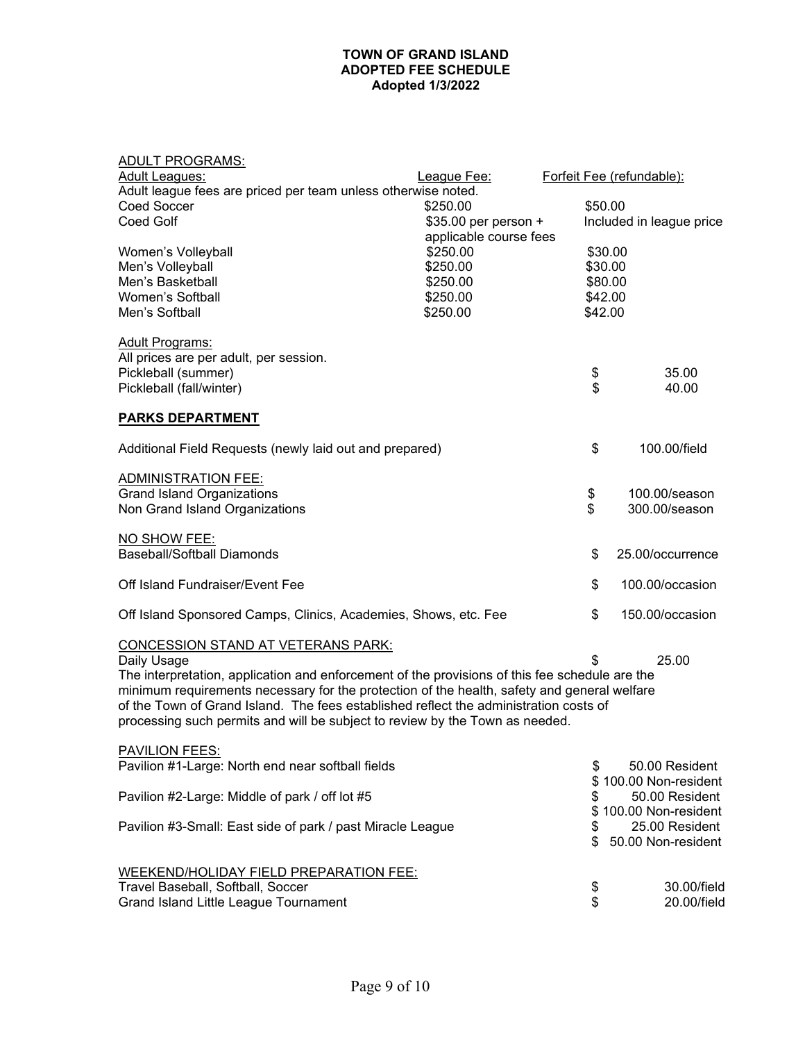**TOWN OF GRAND ISLAND**
**ADOPTED FEE SCHEDULE**
**Adopted 1/3/2022**

ADULT PROGRAMS:

| Adult Leagues: | League Fee: | Forfeit Fee (refundable): |
|---|---|---|
| Adult league fees are priced per team unless otherwise noted. | | |
| Coed Soccer | $250.00 | $50.00 |
| Coed Golf | $35.00 per person + applicable course fees | Included in league price |
| Women's Volleyball | $250.00 | $30.00 |
| Men's Volleyball | $250.00 | $30.00 |
| Men's Basketball | $250.00 | $80.00 |
| Women's Softball | $250.00 | $42.00 |
| Men's Softball | $250.00 | $42.00 |

Adult Programs:
All prices are per adult, per session.

| | |
|---|---|
| Pickleball (summer) | $ 35.00 |
| Pickleball (fall/winter) | $ 40.00 |

**PARKS DEPARTMENT**

| | |
|---|---|
| Additional Field Requests (newly laid out and prepared) | $ 100.00/field |
| ADMINISTRATION FEE: | |
| Grand Island Organizations | $ 100.00/season |
| Non Grand Island Organizations | $ 300.00/season |
| NO SHOW FEE: | |
| Baseball/Softball Diamonds | $ 25.00/occurrence |
| Off Island Fundraiser/Event Fee | $ 100.00/occasion |
| Off Island Sponsored Camps, Clinics, Academies, Shows, etc. Fee | $ 150.00/occasion |
| CONCESSION STAND AT VETERANS PARK: | |
| Daily Usage | $ 25.00 |

The interpretation, application and enforcement of the provisions of this fee schedule are the minimum requirements necessary for the protection of the health, safety and general welfare of the Town of Grand Island. The fees established reflect the administration costs of processing such permits and will be subject to review by the Town as needed.

| PAVILION FEES: | |
|---|---|
| Pavilion #1-Large: North end near softball fields | $ 50.00 Resident<br>$ 100.00 Non-resident |
| Pavilion #2-Large: Middle of park / off lot #5 | $ 50.00 Resident<br>$ 100.00 Non-resident |
| Pavilion #3-Small: East side of park / past Miracle League | $ 25.00 Resident<br>$ 50.00 Non-resident |

| WEEKEND/HOLIDAY FIELD PREPARATION FEE: | |
|---|---|
| Travel Baseball, Softball, Soccer | $ 30.00/field |
| Grand Island Little League Tournament | $ 20.00/field |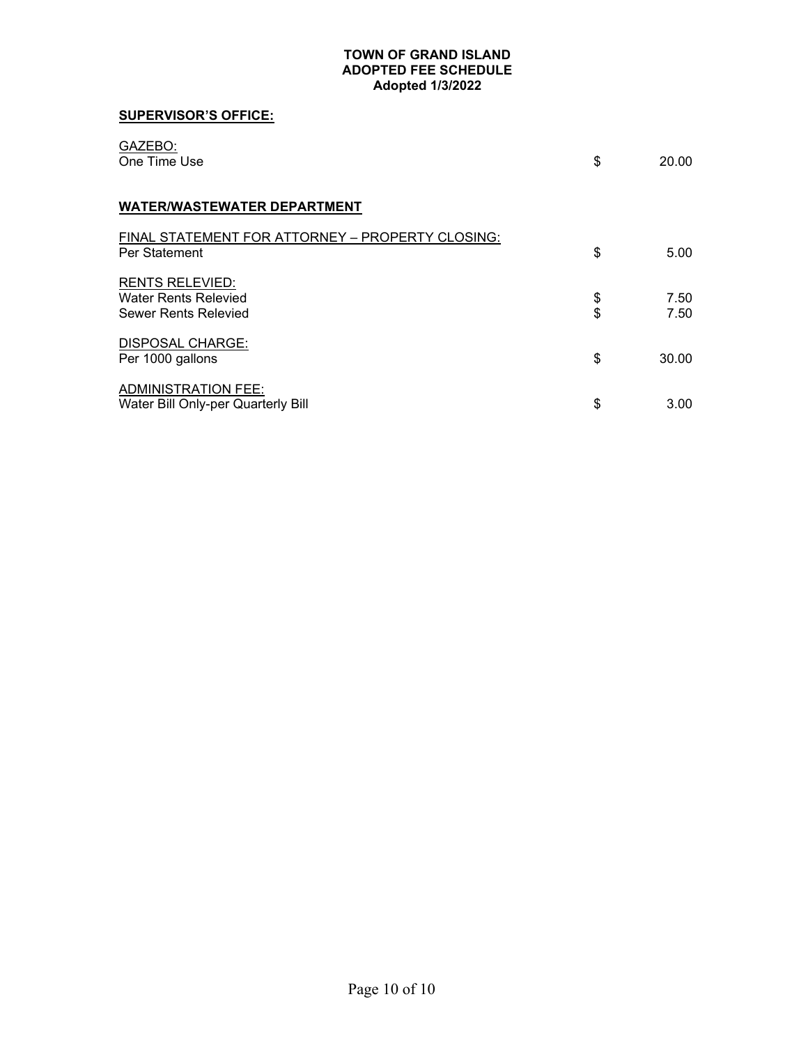**TOWN OF GRAND ISLAND**
**ADOPTED FEE SCHEDULE**
**Adopted 1/3/2022**

## SUPERVISOR'S OFFICE:

| | | |
|---|---|---|
| GAZEBO: | | |
| One Time Use | $ | 20.00 |

## WATER/WASTEWATER DEPARTMENT

| | | |
|---|---|---|
| FINAL STATEMENT FOR ATTORNEY – PROPERTY CLOSING: | | |
| Per Statement | $ | 5.00 |
| RENTS RELEVIED: | | |
| Water Rents Relevied | $ | 7.50 |
| Sewer Rents Relevied | $ | 7.50 |
| DISPOSAL CHARGE: | | |
| Per 1000 gallons | $ | 30.00 |
| ADMINISTRATION FEE: | | |
| Water Bill Only-per Quarterly Bill | $ | 3.00 |